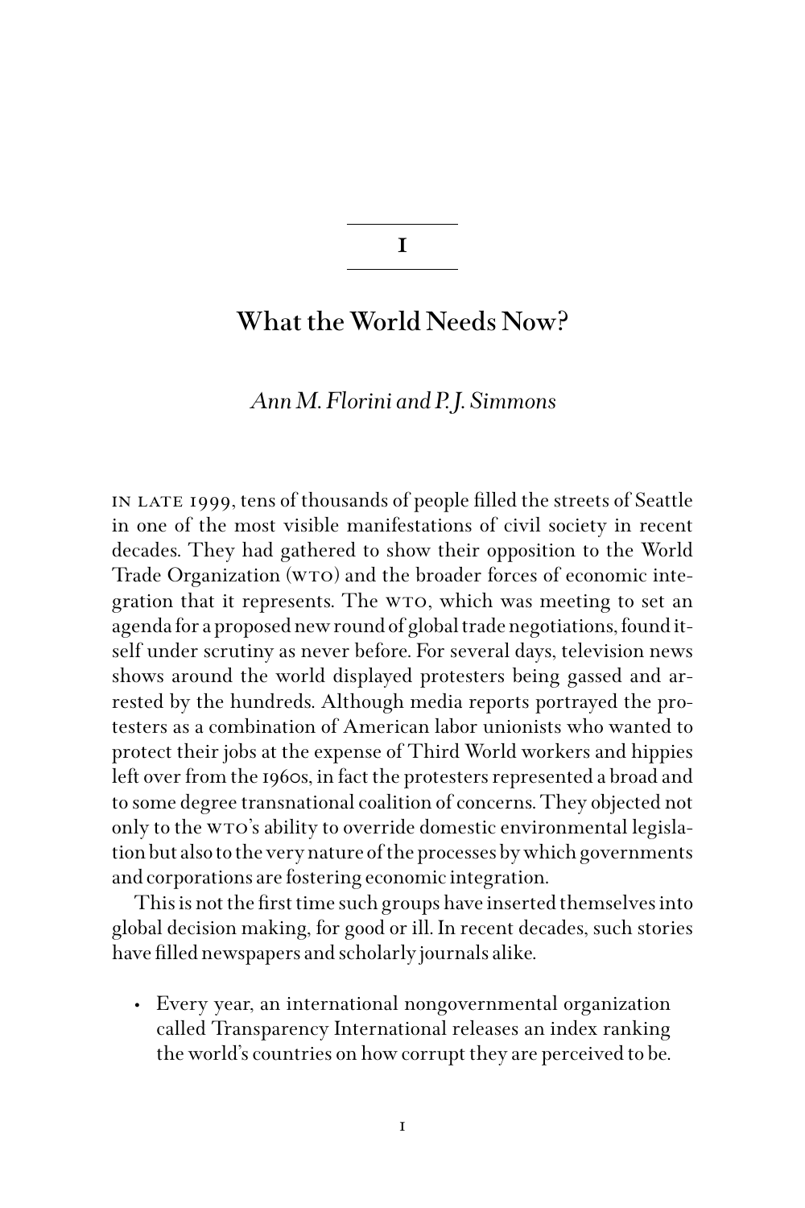# 1

# What the World Needs Now?

*Ann M. Florini and P. J. Simmons*

In late 1999, tens of thousands of people filled the streets of Seattle in one of the most visible manifestations of civil society in recent decades. They had gathered to show their opposition to the World Trade Organization (WTO) and the broader forces of economic integration that it represents. The WTO, which was meeting to set an agenda for a proposed new round of global trade negotiations, found itself under scrutiny as never before. For several days, television news shows around the world displayed protesters being gassed and arrested by the hundreds. Although media reports portrayed the protesters as a combination of American labor unionists who wanted to protect their jobs at the expense of Third World workers and hippies left over from the 1960s, in fact the protesters represented a broad and to some degree transnational coalition of concerns. They objected not only to the WTO's ability to override domestic environmental legislation but also to the very nature of the processes by which governments and corporations are fostering economic integration.

This is not the first time such groups have inserted themselves into global decision making, for good or ill. In recent decades, such stories have filled newspapers and scholarly journals alike.

- Every year, an international nongovernmental organization called Transparency International releases an index ranking the world's countries on how corrupt they are perceived to be.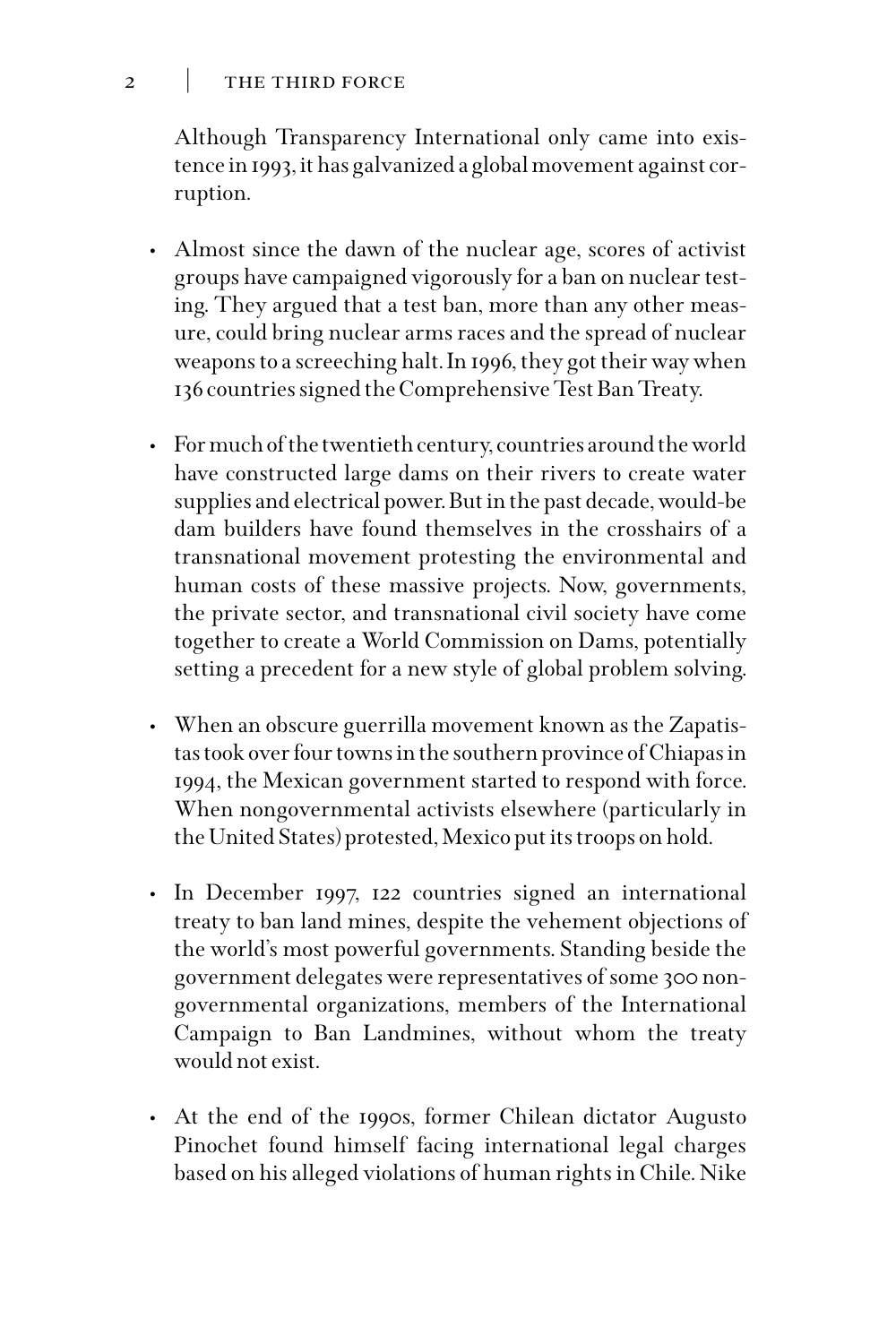Although Transparency International only came into existence in 1993, it has galvanized a global movement against corruption.

- Almost since the dawn of the nuclear age, scores of activist groups have campaigned vigorously for a ban on nuclear testing. They argued that a test ban, more than any other measure, could bring nuclear arms races and the spread of nuclear weapons to a screeching halt. In 1996, they got their way when 136 countries signed the Comprehensive Test Ban Treaty.

- For much of the twentieth century, countries around the world have constructed large dams on their rivers to create water supplies and electrical power. But in the past decade, would-be dam builders have found themselves in the crosshairs of a transnational movement protesting the environmental and human costs of these massive projects. Now, governments, the private sector, and transnational civil society have come together to create a World Commission on Dams, potentially setting a precedent for a new style of global problem solving.

- When an obscure guerrilla movement known as the Zapatistas took over four towns in the southern province of Chiapas in 1994, the Mexican government started to respond with force. When nongovernmental activists elsewhere (particularly in the United States) protested, Mexico put its troops on hold.

- In December 1997, 122 countries signed an international treaty to ban land mines, despite the vehement objections of the world's most powerful governments. Standing beside the government delegates were representatives of some 300 nongovernmental organizations, members of the International Campaign to Ban Landmines, without whom the treaty would not exist.

- At the end of the 1990s, former Chilean dictator Augusto Pinochet found himself facing international legal charges based on his alleged violations of human rights in Chile. Nike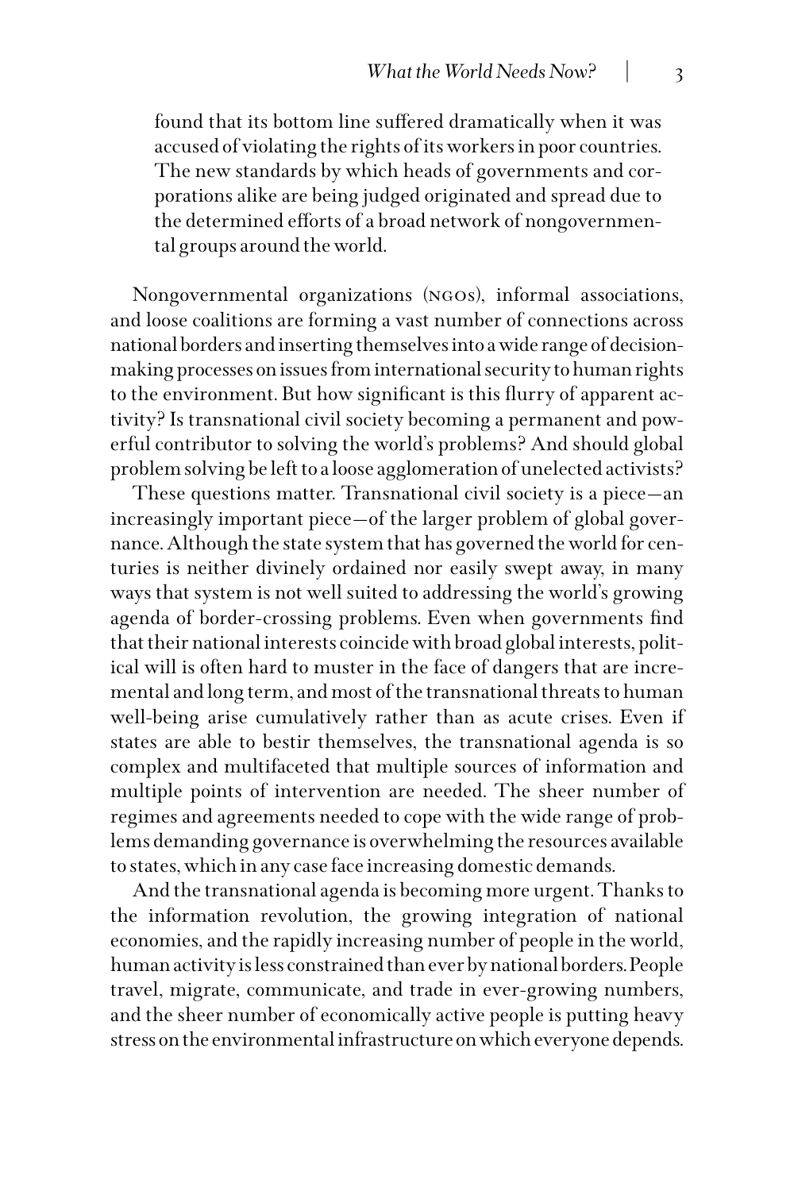found that its bottom line suffered dramatically when it was accused of violating the rights of its workers in poor countries. The new standards by which heads of governments and corporations alike are being judged originated and spread due to the determined efforts of a broad network of nongovernmental groups around the world.

Nongovernmental organizations (NGOs), informal associations, and loose coalitions are forming a vast number of connections across national borders and inserting themselves into a wide range of decision-making processes on issues from international security to human rights to the environment. But how significant is this flurry of apparent activity? Is transnational civil society becoming a permanent and powerful contributor to solving the world's problems? And should global problem solving be left to a loose agglomeration of unelected activists?

These questions matter. Transnational civil society is a piece—an increasingly important piece—of the larger problem of global governance. Although the state system that has governed the world for centuries is neither divinely ordained nor easily swept away, in many ways that system is not well suited to addressing the world's growing agenda of border-crossing problems. Even when governments find that their national interests coincide with broad global interests, political will is often hard to muster in the face of dangers that are incremental and long term, and most of the transnational threats to human well-being arise cumulatively rather than as acute crises. Even if states are able to bestir themselves, the transnational agenda is so complex and multifaceted that multiple sources of information and multiple points of intervention are needed. The sheer number of regimes and agreements needed to cope with the wide range of problems demanding governance is overwhelming the resources available to states, which in any case face increasing domestic demands.

And the transnational agenda is becoming more urgent. Thanks to the information revolution, the growing integration of national economies, and the rapidly increasing number of people in the world, human activity is less constrained than ever by national borders. People travel, migrate, communicate, and trade in ever-growing numbers, and the sheer number of economically active people is putting heavy stress on the environmental infrastructure on which everyone depends.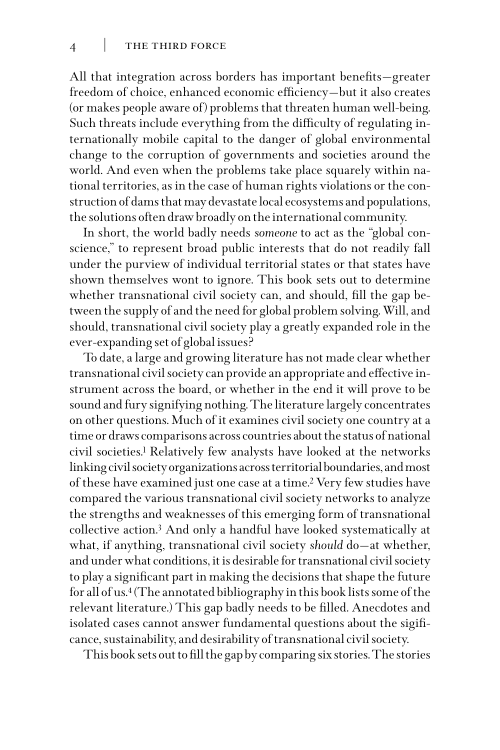All that integration across borders has important benefits—greater freedom of choice, enhanced economic efficiency—but it also creates (or makes people aware of) problems that threaten human well-being. Such threats include everything from the difficulty of regulating internationally mobile capital to the danger of global environmental change to the corruption of governments and societies around the world. And even when the problems take place squarely within national territories, as in the case of human rights violations or the construction of dams that may devastate local ecosystems and populations, the solutions often draw broadly on the international community.

In short, the world badly needs *someone* to act as the "global conscience," to represent broad public interests that do not readily fall under the purview of individual territorial states or that states have shown themselves wont to ignore. This book sets out to determine whether transnational civil society can, and should, fill the gap between the supply of and the need for global problem solving. Will, and should, transnational civil society play a greatly expanded role in the ever-expanding set of global issues?

To date, a large and growing literature has not made clear whether transnational civil society can provide an appropriate and effective instrument across the board, or whether in the end it will prove to be sound and fury signifying nothing. The literature largely concentrates on other questions. Much of it examines civil society one country at a time or draws comparisons across countries about the status of national civil societies.[1] Relatively few analysts have looked at the networks linking civil society organizations across territorial boundaries, and most of these have examined just one case at a time.[2] Very few studies have compared the various transnational civil society networks to analyze the strengths and weaknesses of this emerging form of transnational collective action.[3] And only a handful have looked systematically at what, if anything, transnational civil society *should* do—at whether, and under what conditions, it is desirable for transnational civil society to play a significant part in making the decisions that shape the future for all of us.[4] (The annotated bibliography in this book lists some of the relevant literature.) This gap badly needs to be filled. Anecdotes and isolated cases cannot answer fundamental questions about the significance, sustainability, and desirability of transnational civil society.

This book sets out to fill the gap by comparing six stories. The stories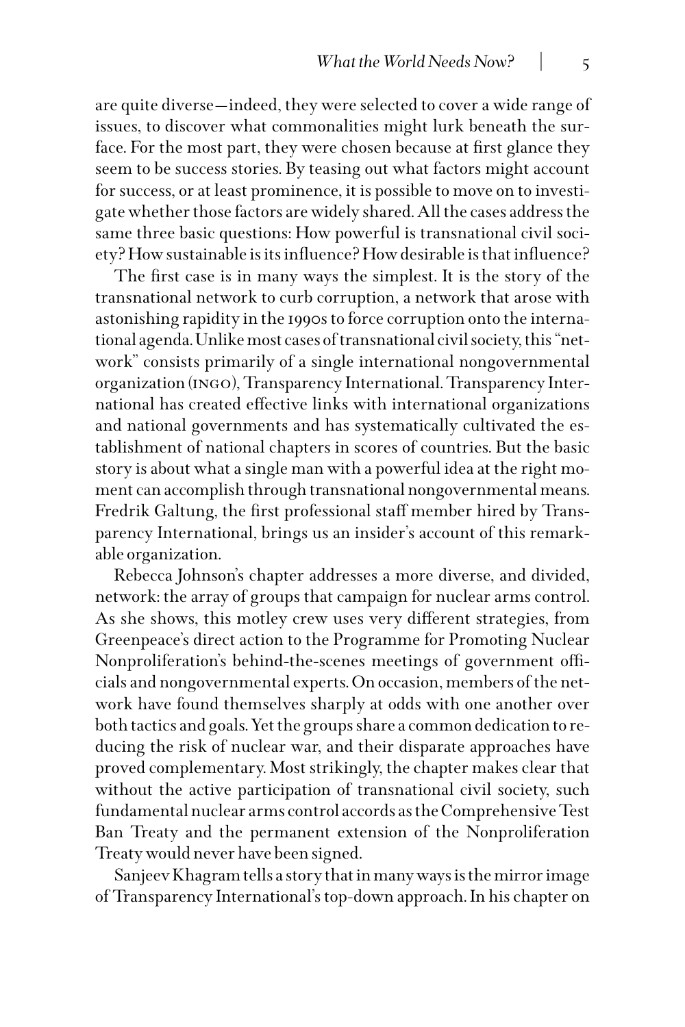are quite diverse—indeed, they were selected to cover a wide range of issues, to discover what commonalities might lurk beneath the surface. For the most part, they were chosen because at first glance they seem to be success stories. By teasing out what factors might account for success, or at least prominence, it is possible to move on to investigate whether those factors are widely shared. All the cases address the same three basic questions: How powerful is transnational civil society? How sustainable is its influence? How desirable is that influence?

The first case is in many ways the simplest. It is the story of the transnational network to curb corruption, a network that arose with astonishing rapidity in the 1990s to force corruption onto the international agenda. Unlike most cases of transnational civil society, this "network" consists primarily of a single international nongovernmental organization (INGO), Transparency International. Transparency International has created effective links with international organizations and national governments and has systematically cultivated the establishment of national chapters in scores of countries. But the basic story is about what a single man with a powerful idea at the right moment can accomplish through transnational nongovernmental means. Fredrik Galtung, the first professional staff member hired by Transparency International, brings us an insider's account of this remarkable organization.

Rebecca Johnson's chapter addresses a more diverse, and divided, network: the array of groups that campaign for nuclear arms control. As she shows, this motley crew uses very different strategies, from Greenpeace's direct action to the Programme for Promoting Nuclear Nonproliferation's behind-the-scenes meetings of government officials and nongovernmental experts. On occasion, members of the network have found themselves sharply at odds with one another over both tactics and goals. Yet the groups share a common dedication to reducing the risk of nuclear war, and their disparate approaches have proved complementary. Most strikingly, the chapter makes clear that without the active participation of transnational civil society, such fundamental nuclear arms control accords as the Comprehensive Test Ban Treaty and the permanent extension of the Nonproliferation Treaty would never have been signed.

Sanjeev Khagram tells a story that in many ways is the mirror image of Transparency International's top-down approach. In his chapter on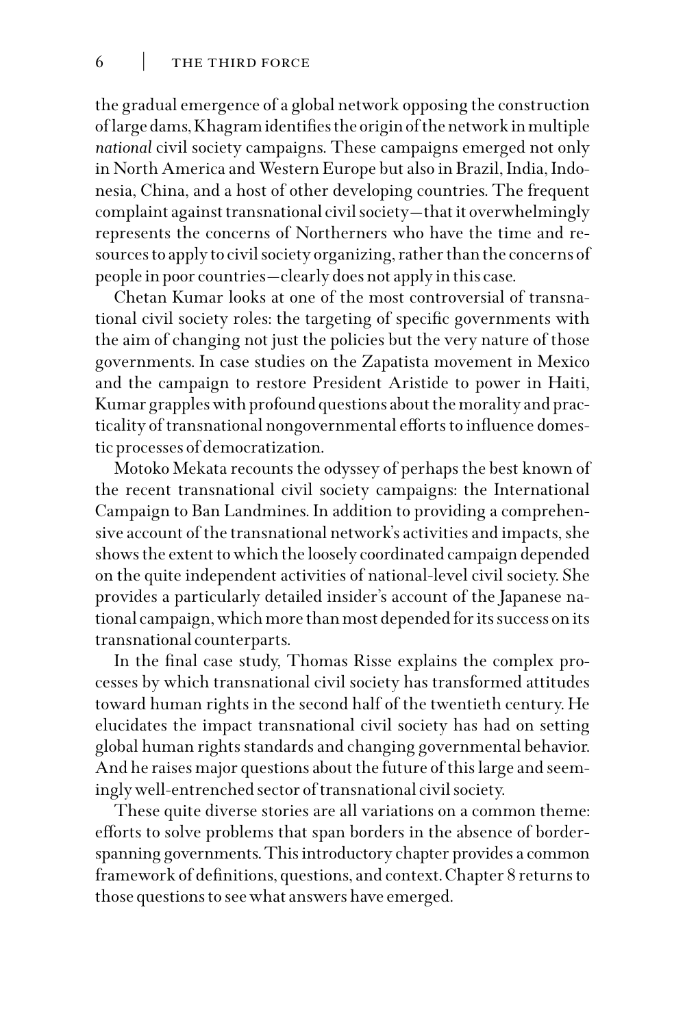the gradual emergence of a global network opposing the construction of large dams, Khagram identifies the origin of the network in multiple *national* civil society campaigns. These campaigns emerged not only in North America and Western Europe but also in Brazil, India, Indonesia, China, and a host of other developing countries. The frequent complaint against transnational civil society—that it overwhelmingly represents the concerns of Northerners who have the time and resources to apply to civil society organizing, rather than the concerns of people in poor countries—clearly does not apply in this case.

Chetan Kumar looks at one of the most controversial of transnational civil society roles: the targeting of specific governments with the aim of changing not just the policies but the very nature of those governments. In case studies on the Zapatista movement in Mexico and the campaign to restore President Aristide to power in Haiti, Kumar grapples with profound questions about the morality and practicality of transnational nongovernmental efforts to influence domestic processes of democratization.

Motoko Mekata recounts the odyssey of perhaps the best known of the recent transnational civil society campaigns: the International Campaign to Ban Landmines. In addition to providing a comprehensive account of the transnational network's activities and impacts, she shows the extent to which the loosely coordinated campaign depended on the quite independent activities of national-level civil society. She provides a particularly detailed insider's account of the Japanese national campaign, which more than most depended for its success on its transnational counterparts.

In the final case study, Thomas Risse explains the complex processes by which transnational civil society has transformed attitudes toward human rights in the second half of the twentieth century. He elucidates the impact transnational civil society has had on setting global human rights standards and changing governmental behavior. And he raises major questions about the future of this large and seemingly well-entrenched sector of transnational civil society.

These quite diverse stories are all variations on a common theme: efforts to solve problems that span borders in the absence of border-spanning governments. This introductory chapter provides a common framework of definitions, questions, and context. Chapter 8 returns to those questions to see what answers have emerged.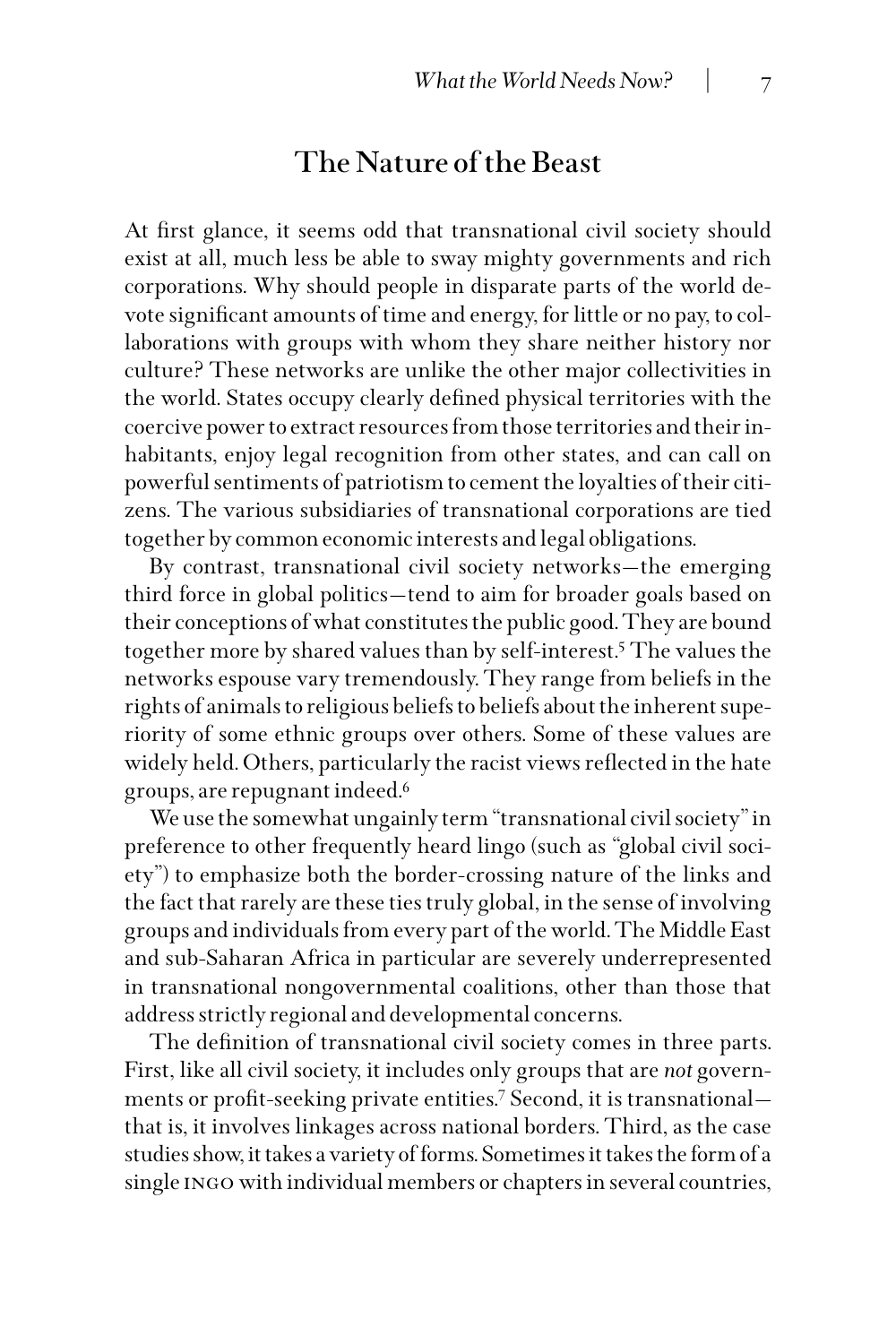## The Nature of the Beast

At first glance, it seems odd that transnational civil society should exist at all, much less be able to sway mighty governments and rich corporations. Why should people in disparate parts of the world devote significant amounts of time and energy, for little or no pay, to collaborations with groups with whom they share neither history nor culture? These networks are unlike the other major collectivities in the world. States occupy clearly defined physical territories with the coercive power to extract resources from those territories and their inhabitants, enjoy legal recognition from other states, and can call on powerful sentiments of patriotism to cement the loyalties of their citizens. The various subsidiaries of transnational corporations are tied together by common economic interests and legal obligations.

By contrast, transnational civil society networks—the emerging third force in global politics—tend to aim for broader goals based on their conceptions of what constitutes the public good. They are bound together more by shared values than by self-interest.[5] The values the networks espouse vary tremendously. They range from beliefs in the rights of animals to religious beliefs to beliefs about the inherent superiority of some ethnic groups over others. Some of these values are widely held. Others, particularly the racist views reflected in the hate groups, are repugnant indeed.[6]

We use the somewhat ungainly term "transnational civil society" in preference to other frequently heard lingo (such as "global civil society") to emphasize both the border-crossing nature of the links and the fact that rarely are these ties truly global, in the sense of involving groups and individuals from every part of the world. The Middle East and sub-Saharan Africa in particular are severely underrepresented in transnational nongovernmental coalitions, other than those that address strictly regional and developmental concerns.

The definition of transnational civil society comes in three parts. First, like all civil society, it includes only groups that are *not* governments or profit-seeking private entities.[7] Second, it is transnational—that is, it involves linkages across national borders. Third, as the case studies show, it takes a variety of forms. Sometimes it takes the form of a single INGO with individual members or chapters in several countries,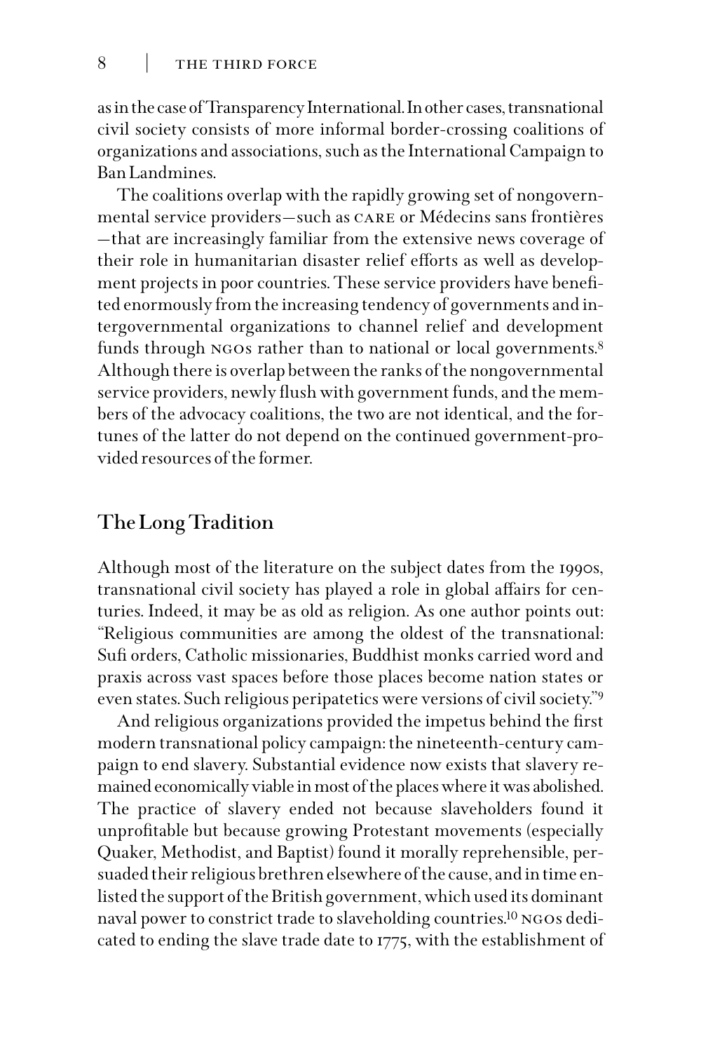as in the case of Transparency International. In other cases, transnational civil society consists of more informal border-crossing coalitions of organizations and associations, such as the International Campaign to Ban Landmines.

The coalitions overlap with the rapidly growing set of nongovernmental service providers—such as CARE or Médecins sans frontières—that are increasingly familiar from the extensive news coverage of their role in humanitarian disaster relief efforts as well as development projects in poor countries. These service providers have benefited enormously from the increasing tendency of governments and intergovernmental organizations to channel relief and development funds through NGOs rather than to national or local governments.[8] Although there is overlap between the ranks of the nongovernmental service providers, newly flush with government funds, and the members of the advocacy coalitions, the two are not identical, and the fortunes of the latter do not depend on the continued government-provided resources of the former.

## The Long Tradition

Although most of the literature on the subject dates from the 1990s, transnational civil society has played a role in global affairs for centuries. Indeed, it may be as old as religion. As one author points out: "Religious communities are among the oldest of the transnational: Sufi orders, Catholic missionaries, Buddhist monks carried word and praxis across vast spaces before those places become nation states or even states. Such religious peripatetics were versions of civil society."[9]

And religious organizations provided the impetus behind the first modern transnational policy campaign: the nineteenth-century campaign to end slavery. Substantial evidence now exists that slavery remained economically viable in most of the places where it was abolished. The practice of slavery ended not because slaveholders found it unprofitable but because growing Protestant movements (especially Quaker, Methodist, and Baptist) found it morally reprehensible, persuaded their religious brethren elsewhere of the cause, and in time enlisted the support of the British government, which used its dominant naval power to constrict trade to slaveholding countries.[10] NGOs dedicated to ending the slave trade date to 1775, with the establishment of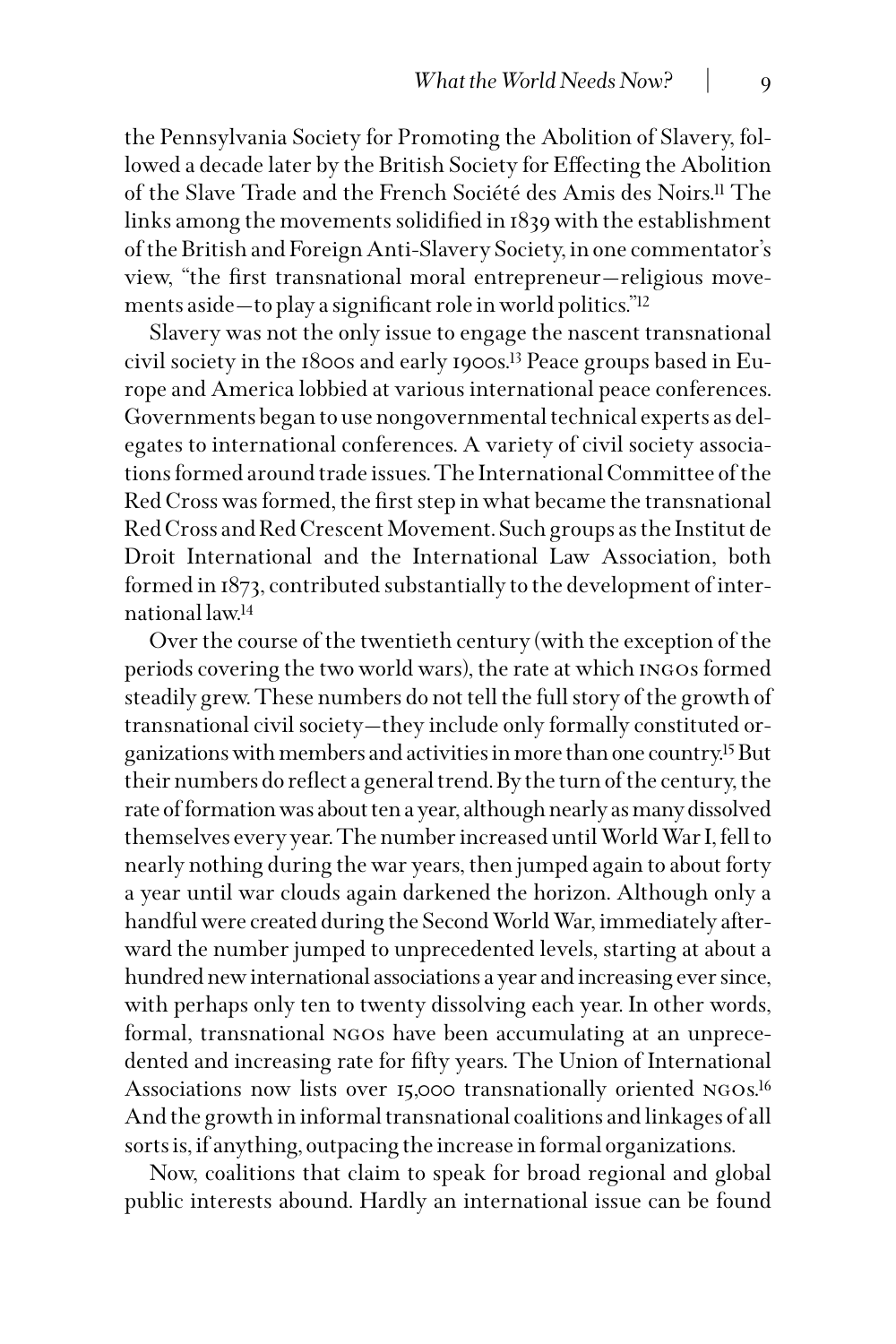the Pennsylvania Society for Promoting the Abolition of Slavery, followed a decade later by the British Society for Effecting the Abolition of the Slave Trade and the French Société des Amis des Noirs.[11] The links among the movements solidified in 1839 with the establishment of the British and Foreign Anti-Slavery Society, in one commentator's view, "the first transnational moral entrepreneur—religious movements aside—to play a significant role in world politics."[12]

Slavery was not the only issue to engage the nascent transnational civil society in the 1800s and early 1900s.[13] Peace groups based in Europe and America lobbied at various international peace conferences. Governments began to use nongovernmental technical experts as delegates to international conferences. A variety of civil society associations formed around trade issues. The International Committee of the Red Cross was formed, the first step in what became the transnational Red Cross and Red Crescent Movement. Such groups as the Institut de Droit International and the International Law Association, both formed in 1873, contributed substantially to the development of international law.[14]

Over the course of the twentieth century (with the exception of the periods covering the two world wars), the rate at which INGOs formed steadily grew. These numbers do not tell the full story of the growth of transnational civil society—they include only formally constituted organizations with members and activities in more than one country.[15] But their numbers do reflect a general trend. By the turn of the century, the rate of formation was about ten a year, although nearly as many dissolved themselves every year. The number increased until World War I, fell to nearly nothing during the war years, then jumped again to about forty a year until war clouds again darkened the horizon. Although only a handful were created during the Second World War, immediately afterward the number jumped to unprecedented levels, starting at about a hundred new international associations a year and increasing ever since, with perhaps only ten to twenty dissolving each year. In other words, formal, transnational NGOs have been accumulating at an unprecedented and increasing rate for fifty years. The Union of International Associations now lists over 15,000 transnationally oriented NGOs.[16] And the growth in informal transnational coalitions and linkages of all sorts is, if anything, outpacing the increase in formal organizations.

Now, coalitions that claim to speak for broad regional and global public interests abound. Hardly an international issue can be found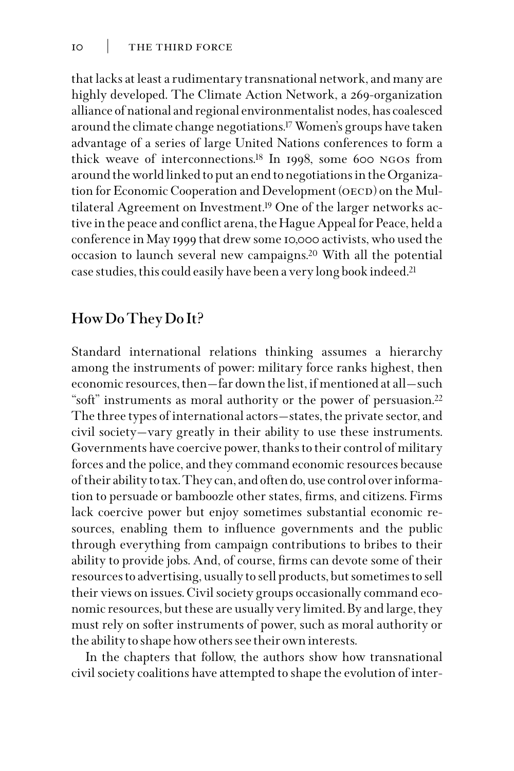that lacks at least a rudimentary transnational network, and many are highly developed. The Climate Action Network, a 269-organization alliance of national and regional environmentalist nodes, has coalesced around the climate change negotiations.[17] Women's groups have taken advantage of a series of large United Nations conferences to form a thick weave of interconnections.[18] In 1998, some 600 NGOs from around the world linked to put an end to negotiations in the Organization for Economic Cooperation and Development (OECD) on the Multilateral Agreement on Investment.[19] One of the larger networks active in the peace and conflict arena, the Hague Appeal for Peace, held a conference in May 1999 that drew some 10,000 activists, who used the occasion to launch several new campaigns.[20] With all the potential case studies, this could easily have been a very long book indeed.[21]

## How Do They Do It?

Standard international relations thinking assumes a hierarchy among the instruments of power: military force ranks highest, then economic resources, then—far down the list, if mentioned at all—such "soft" instruments as moral authority or the power of persuasion.[22] The three types of international actors—states, the private sector, and civil society—vary greatly in their ability to use these instruments. Governments have coercive power, thanks to their control of military forces and the police, and they command economic resources because of their ability to tax. They can, and often do, use control over information to persuade or bamboozle other states, firms, and citizens. Firms lack coercive power but enjoy sometimes substantial economic resources, enabling them to influence governments and the public through everything from campaign contributions to bribes to their ability to provide jobs. And, of course, firms can devote some of their resources to advertising, usually to sell products, but sometimes to sell their views on issues. Civil society groups occasionally command economic resources, but these are usually very limited. By and large, they must rely on softer instruments of power, such as moral authority or the ability to shape how others see their own interests.

In the chapters that follow, the authors show how transnational civil society coalitions have attempted to shape the evolution of inter-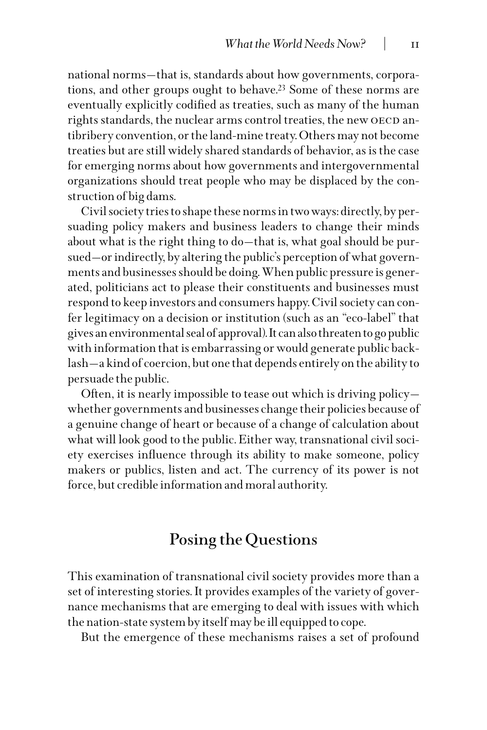national norms—that is, standards about how governments, corporations, and other groups ought to behave.[23] Some of these norms are eventually explicitly codified as treaties, such as many of the human rights standards, the nuclear arms control treaties, the new OECD antibribery convention, or the land-mine treaty. Others may not become treaties but are still widely shared standards of behavior, as is the case for emerging norms about how governments and intergovernmental organizations should treat people who may be displaced by the construction of big dams.

Civil society tries to shape these norms in two ways: directly, by persuading policy makers and business leaders to change their minds about what is the right thing to do—that is, what goal should be pursued—or indirectly, by altering the public's perception of what governments and businesses should be doing. When public pressure is generated, politicians act to please their constituents and businesses must respond to keep investors and consumers happy. Civil society can confer legitimacy on a decision or institution (such as an "eco-label" that gives an environmental seal of approval). It can also threaten to go public with information that is embarrassing or would generate public backlash—a kind of coercion, but one that depends entirely on the ability to persuade the public.

Often, it is nearly impossible to tease out which is driving policy—whether governments and businesses change their policies because of a genuine change of heart or because of a change of calculation about what will look good to the public. Either way, transnational civil society exercises influence through its ability to make someone, policy makers or publics, listen and act. The currency of its power is not force, but credible information and moral authority.

## Posing the Questions

This examination of transnational civil society provides more than a set of interesting stories. It provides examples of the variety of governance mechanisms that are emerging to deal with issues with which the nation-state system by itself may be ill equipped to cope.

But the emergence of these mechanisms raises a set of profound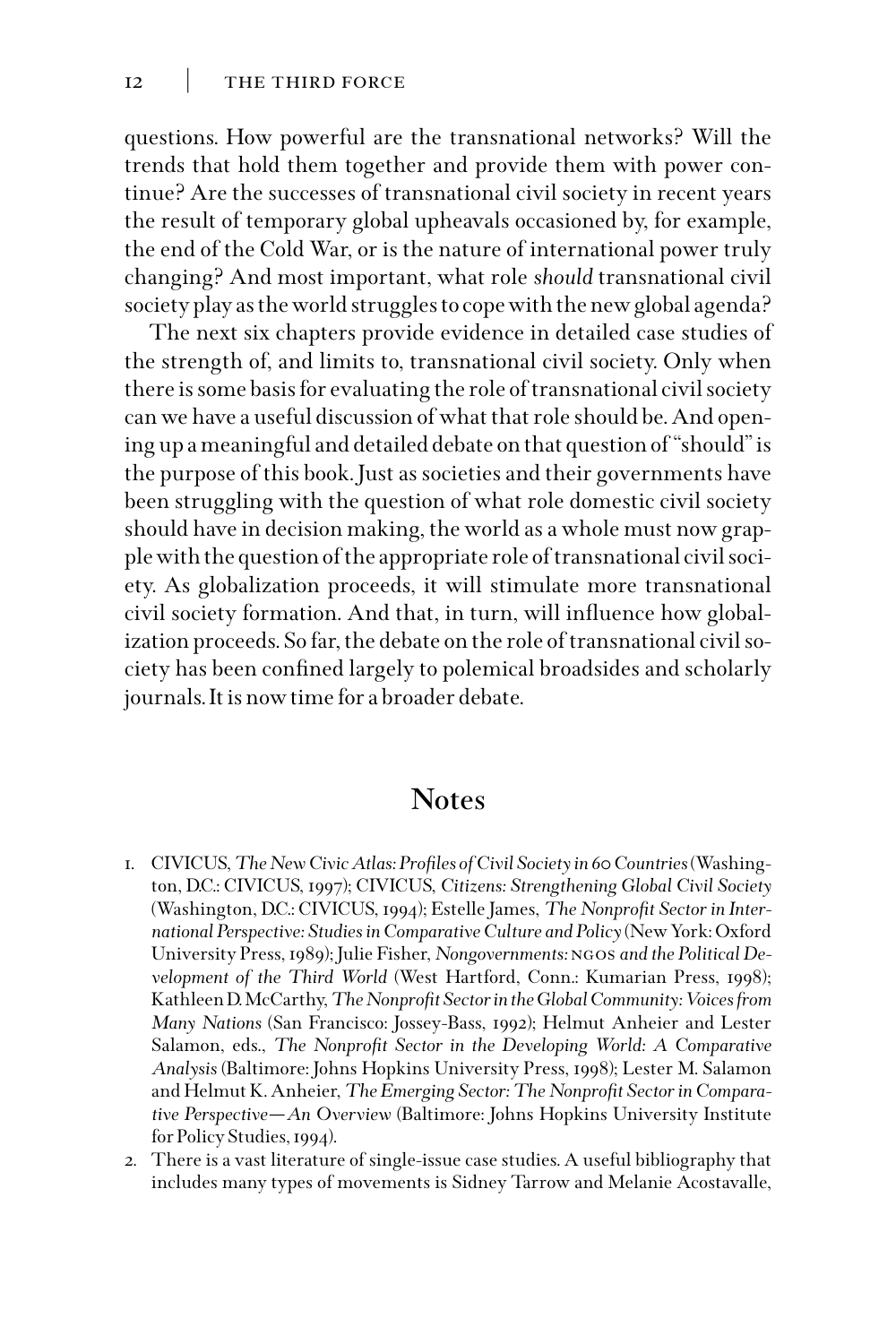questions. How powerful are the transnational networks? Will the trends that hold them together and provide them with power continue? Are the successes of transnational civil society in recent years the result of temporary global upheavals occasioned by, for example, the end of the Cold War, or is the nature of international power truly changing? And most important, what role *should* transnational civil society play as the world struggles to cope with the new global agenda?

The next six chapters provide evidence in detailed case studies of the strength of, and limits to, transnational civil society. Only when there is some basis for evaluating the role of transnational civil society can we have a useful discussion of what that role should be. And opening up a meaningful and detailed debate on that question of "should" is the purpose of this book. Just as societies and their governments have been struggling with the question of what role domestic civil society should have in decision making, the world as a whole must now grapple with the question of the appropriate role of transnational civil society. As globalization proceeds, it will stimulate more transnational civil society formation. And that, in turn, will influence how globalization proceeds. So far, the debate on the role of transnational civil society has been confined largely to polemical broadsides and scholarly journals. It is now time for a broader debate.

## Notes

1. CIVICUS, *The New Civic Atlas: Profiles of Civil Society in 60 Countries* (Washington, D.C.: CIVICUS, 1997); CIVICUS, *Citizens: Strengthening Global Civil Society* (Washington, D.C.: CIVICUS, 1994); Estelle James, *The Nonprofit Sector in International Perspective: Studies in Comparative Culture and Policy* (New York: Oxford University Press, 1989); Julie Fisher, *Nongovernments: NGOs and the Political Development of the Third World* (West Hartford, Conn.: Kumarian Press, 1998); Kathleen D. McCarthy, *The Nonprofit Sector in the Global Community: Voices from Many Nations* (San Francisco: Jossey-Bass, 1992); Helmut Anheier and Lester Salamon, eds., *The Nonprofit Sector in the Developing World: A Comparative Analysis* (Baltimore: Johns Hopkins University Press, 1998); Lester M. Salamon and Helmut K. Anheier, *The Emerging Sector: The Nonprofit Sector in Comparative Perspective—An Overview* (Baltimore: Johns Hopkins University Institute for Policy Studies, 1994).
2. There is a vast literature of single-issue case studies. A useful bibliography that includes many types of movements is Sidney Tarrow and Melanie Acostavalle,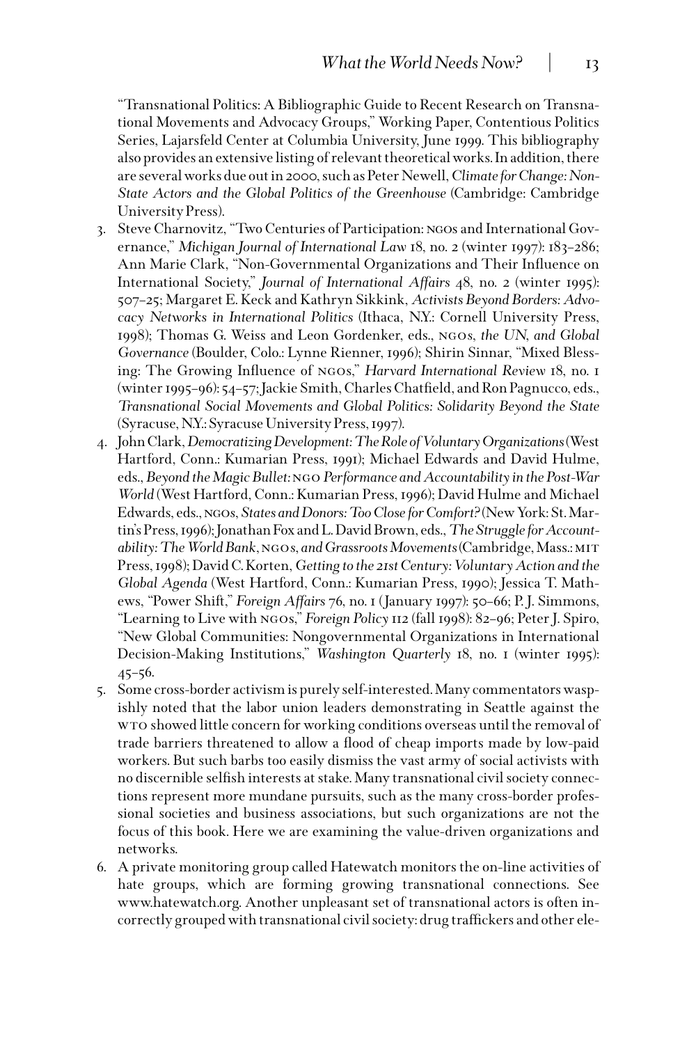"Transnational Politics: A Bibliographic Guide to Recent Research on Transnational Movements and Advocacy Groups," Working Paper, Contentious Politics Series, Lajarsfeld Center at Columbia University, June 1999. This bibliography also provides an extensive listing of relevant theoretical works. In addition, there are several works due out in 2000, such as Peter Newell, *Climate for Change: Non-State Actors and the Global Politics of the Greenhouse* (Cambridge: Cambridge University Press).

3. Steve Charnovitz, "Two Centuries of Participation: NGOs and International Governance," *Michigan Journal of International Law* 18, no. 2 (winter 1997): 183–286; Ann Marie Clark, "Non-Governmental Organizations and Their Influence on International Society," *Journal of International Affairs* 48, no. 2 (winter 1995): 507–25; Margaret E. Keck and Kathryn Sikkink, *Activists Beyond Borders: Advocacy Networks in International Politics* (Ithaca, N.Y.: Cornell University Press, 1998); Thomas G. Weiss and Leon Gordenker, eds., *NGOs, the UN, and Global Governance* (Boulder, Colo.: Lynne Rienner, 1996); Shirin Sinnar, "Mixed Blessing: The Growing Influence of NGOs," *Harvard International Review* 18, no. 1 (winter 1995–96): 54–57; Jackie Smith, Charles Chatfield, and Ron Pagnucco, eds., *Transnational Social Movements and Global Politics: Solidarity Beyond the State* (Syracuse, N.Y.: Syracuse University Press, 1997).
4. John Clark, *Democratizing Development: The Role of Voluntary Organizations* (West Hartford, Conn.: Kumarian Press, 1991); Michael Edwards and David Hulme, eds., *Beyond the Magic Bullet: NGO Performance and Accountability in the Post-War World* (West Hartford, Conn.: Kumarian Press, 1996); David Hulme and Michael Edwards, eds., *NGOs, States and Donors: Too Close for Comfort?* (New York: St. Martin's Press, 1996); Jonathan Fox and L. David Brown, eds., *The Struggle for Accountability: The World Bank, NGOs, and Grassroots Movements* (Cambridge, Mass.: MIT Press, 1998); David C. Korten, *Getting to the 21st Century: Voluntary Action and the Global Agenda* (West Hartford, Conn.: Kumarian Press, 1990); Jessica T. Mathews, "Power Shift," *Foreign Affairs* 76, no. 1 (January 1997): 50–66; P. J. Simmons, "Learning to Live with NGOs," *Foreign Policy* 112 (fall 1998): 82–96; Peter J. Spiro, "New Global Communities: Nongovernmental Organizations in International Decision-Making Institutions," *Washington Quarterly* 18, no. 1 (winter 1995): 45–56.
5. Some cross-border activism is purely self-interested. Many commentators waspishly noted that the labor union leaders demonstrating in Seattle against the WTO showed little concern for working conditions overseas until the removal of trade barriers threatened to allow a flood of cheap imports made by low-paid workers. But such barbs too easily dismiss the vast army of social activists with no discernible selfish interests at stake. Many transnational civil society connections represent more mundane pursuits, such as the many cross-border professional societies and business associations, but such organizations are not the focus of this book. Here we are examining the value-driven organizations and networks.
6. A private monitoring group called Hatewatch monitors the on-line activities of hate groups, which are forming growing transnational connections. See www.hatewatch.org. Another unpleasant set of transnational actors is often incorrectly grouped with transnational civil society: drug traffickers and other ele-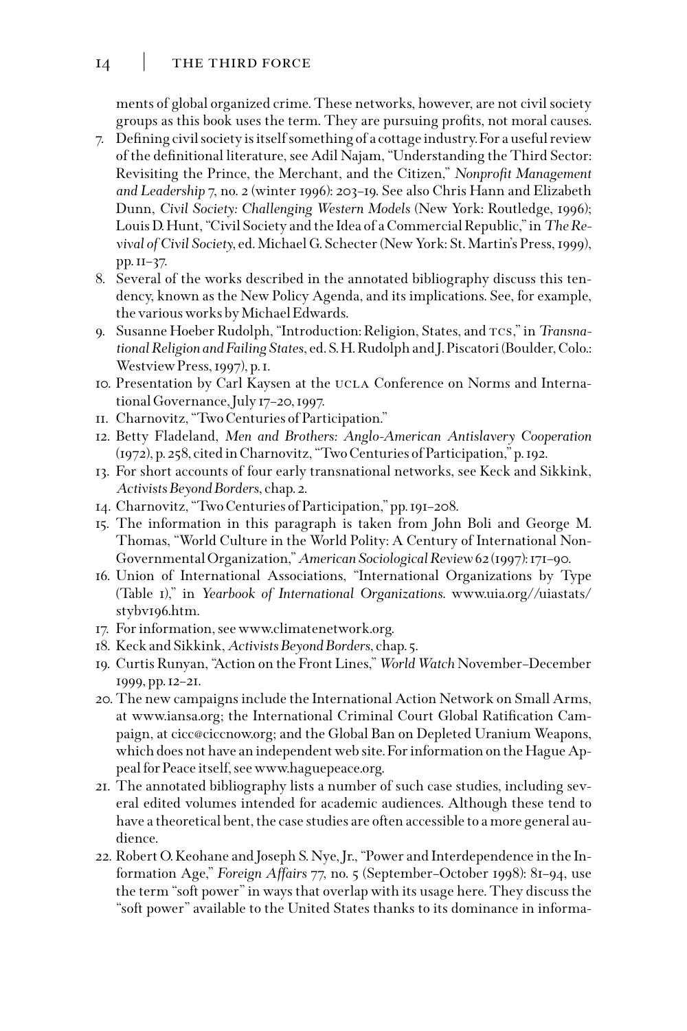ments of global organized crime. These networks, however, are not civil society groups as this book uses the term. They are pursuing profits, not moral causes.

7. Defining civil society is itself something of a cottage industry. For a useful review of the definitional literature, see Adil Najam, "Understanding the Third Sector: Revisiting the Prince, the Merchant, and the Citizen," *Nonprofit Management and Leadership* 7, no. 2 (winter 1996): 203–19. See also Chris Hann and Elizabeth Dunn, *Civil Society: Challenging Western Models* (New York: Routledge, 1996); Louis D. Hunt, "Civil Society and the Idea of a Commercial Republic," in *The Revival of Civil Society*, ed. Michael G. Schecter (New York: St. Martin's Press, 1999), pp. 11–37.
8. Several of the works described in the annotated bibliography discuss this tendency, known as the New Policy Agenda, and its implications. See, for example, the various works by Michael Edwards.
9. Susanne Hoeber Rudolph, "Introduction: Religion, States, and TCS," in *Transnational Religion and Failing States*, ed. S. H. Rudolph and J. Piscatori (Boulder, Colo.: Westview Press, 1997), p. 1.
10. Presentation by Carl Kaysen at the UCLA Conference on Norms and International Governance, July 17–20, 1997.
11. Charnovitz, "Two Centuries of Participation."
12. Betty Fladeland, *Men and Brothers: Anglo-American Antislavery Cooperation* (1972), p. 258, cited in Charnovitz, "Two Centuries of Participation," p. 192.
13. For short accounts of four early transnational networks, see Keck and Sikkink, *Activists Beyond Borders*, chap. 2.
14. Charnovitz, "Two Centuries of Participation," pp. 191–208.
15. The information in this paragraph is taken from John Boli and George M. Thomas, "World Culture in the World Polity: A Century of International Non-Governmental Organization," *American Sociological Review* 62 (1997): 171–90.
16. Union of International Associations, "International Organizations by Type (Table 1)," in *Yearbook of International Organizations*. www.uia.org//uiastats/stybv196.htm.
17. For information, see www.climatenetwork.org.
18. Keck and Sikkink, *Activists Beyond Borders*, chap. 5.
19. Curtis Runyan, "Action on the Front Lines," *World Watch* November–December 1999, pp. 12–21.
20. The new campaigns include the International Action Network on Small Arms, at www.iansa.org; the International Criminal Court Global Ratification Campaign, at cicc@ciccnow.org; and the Global Ban on Depleted Uranium Weapons, which does not have an independent web site. For information on the Hague Appeal for Peace itself, see www.haguepeace.org.
21. The annotated bibliography lists a number of such case studies, including several edited volumes intended for academic audiences. Although these tend to have a theoretical bent, the case studies are often accessible to a more general audience.
22. Robert O. Keohane and Joseph S. Nye, Jr., "Power and Interdependence in the Information Age," *Foreign Affairs* 77, no. 5 (September–October 1998): 81–94, use the term "soft power" in ways that overlap with its usage here. They discuss the "soft power" available to the United States thanks to its dominance in informa-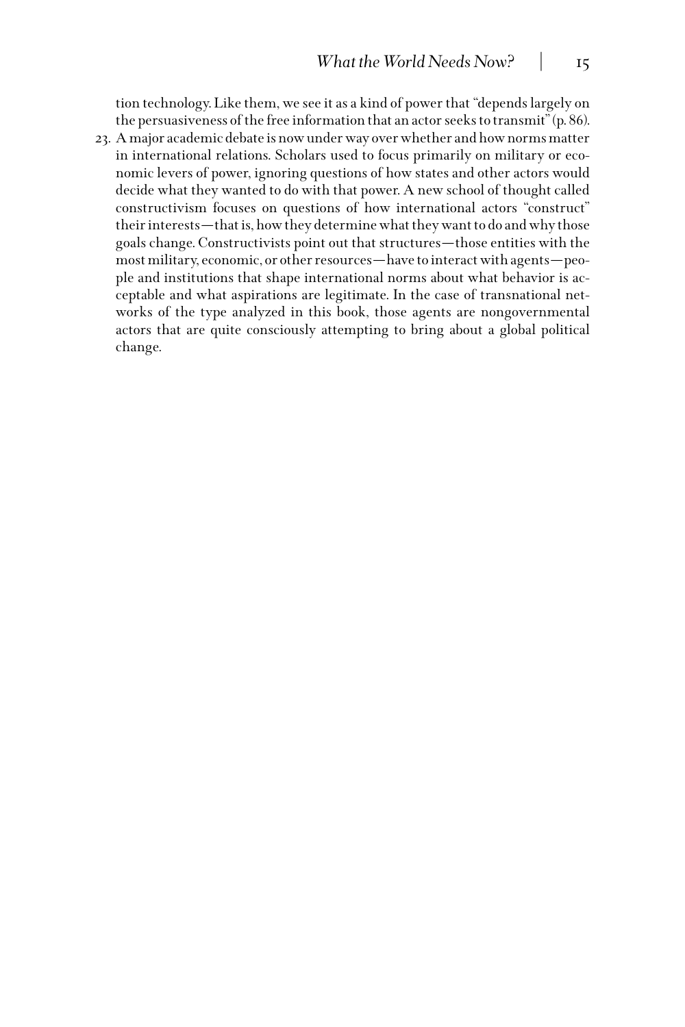tion technology. Like them, we see it as a kind of power that "depends largely on the persuasiveness of the free information that an actor seeks to transmit" (p. 86).

23. A major academic debate is now under way over whether and how norms matter in international relations. Scholars used to focus primarily on military or economic levers of power, ignoring questions of how states and other actors would decide what they wanted to do with that power. A new school of thought called constructivism focuses on questions of how international actors "construct" their interests—that is, how they determine what they want to do and why those goals change. Constructivists point out that structures—those entities with the most military, economic, or other resources—have to interact with agents—people and institutions that shape international norms about what behavior is acceptable and what aspirations are legitimate. In the case of transnational networks of the type analyzed in this book, those agents are nongovernmental actors that are quite consciously attempting to bring about a global political change.